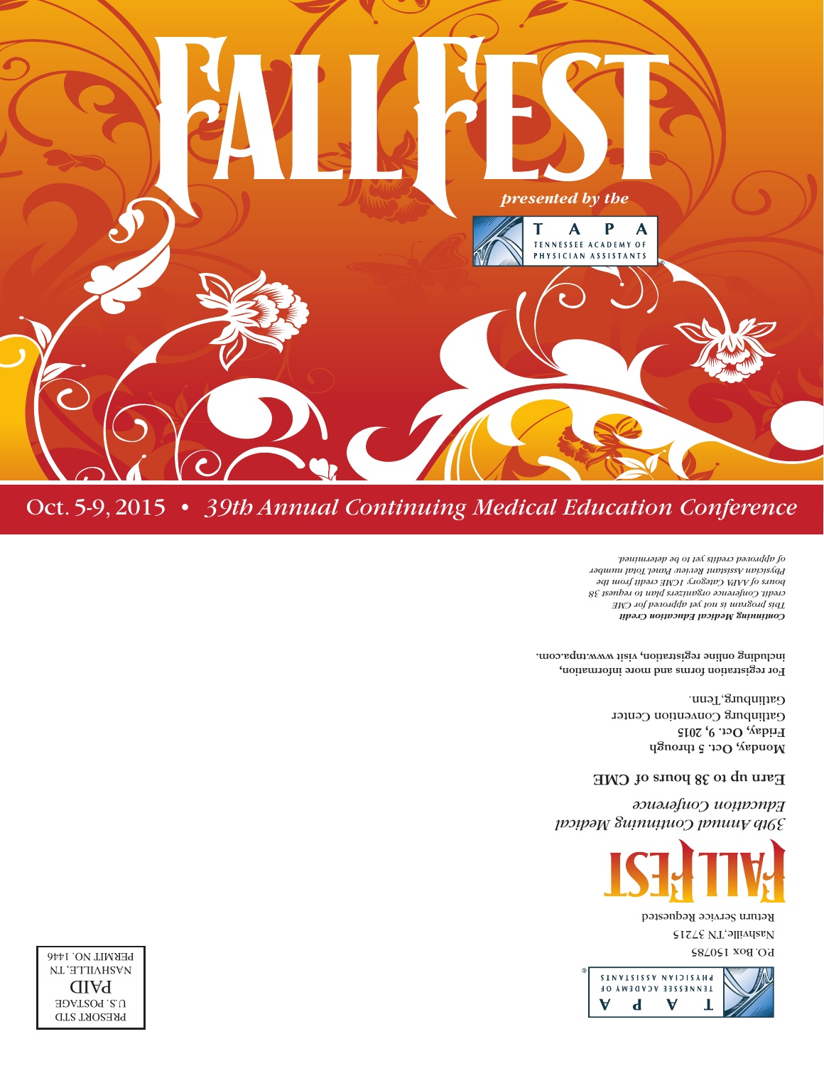# FALLFEST

*presented by the*

**TAPA**
TENNESSEE ACADEMY OF PHYSICIAN ASSISTANTS

## Oct. 5-9, 2015 • *39th Annual Continuing Medical Education Conference*

---

TAPA
TENNESSEE ACADEMY OF PHYSICIAN ASSISTANTS

P.O. Box 150785
Nashville, TN 37215
Return Service Requested

PRESORT STD
U.S. POSTAGE
PAID
NASHVILLE, TN
PERMIT NO. 1446

## FALLFEST

*39th Annual Continuing Medical Education Conference*

**Earn up to 38 hours of CME**

**Monday, Oct. 5 through Friday, Oct. 9, 2015**
Gatlinburg Convention Center
Gatlinburg, Tenn.

**For registration forms and more information, including online registration, visit www.tnpa.com.**

***Continuing Medical Education Credit***
*This program is not yet approved for CME credit. Conference organizers plan to request 38 hours of AAPA Category 1CME credit from the Physician Assistant Review Panel. Total number of approved credits yet to be determined.*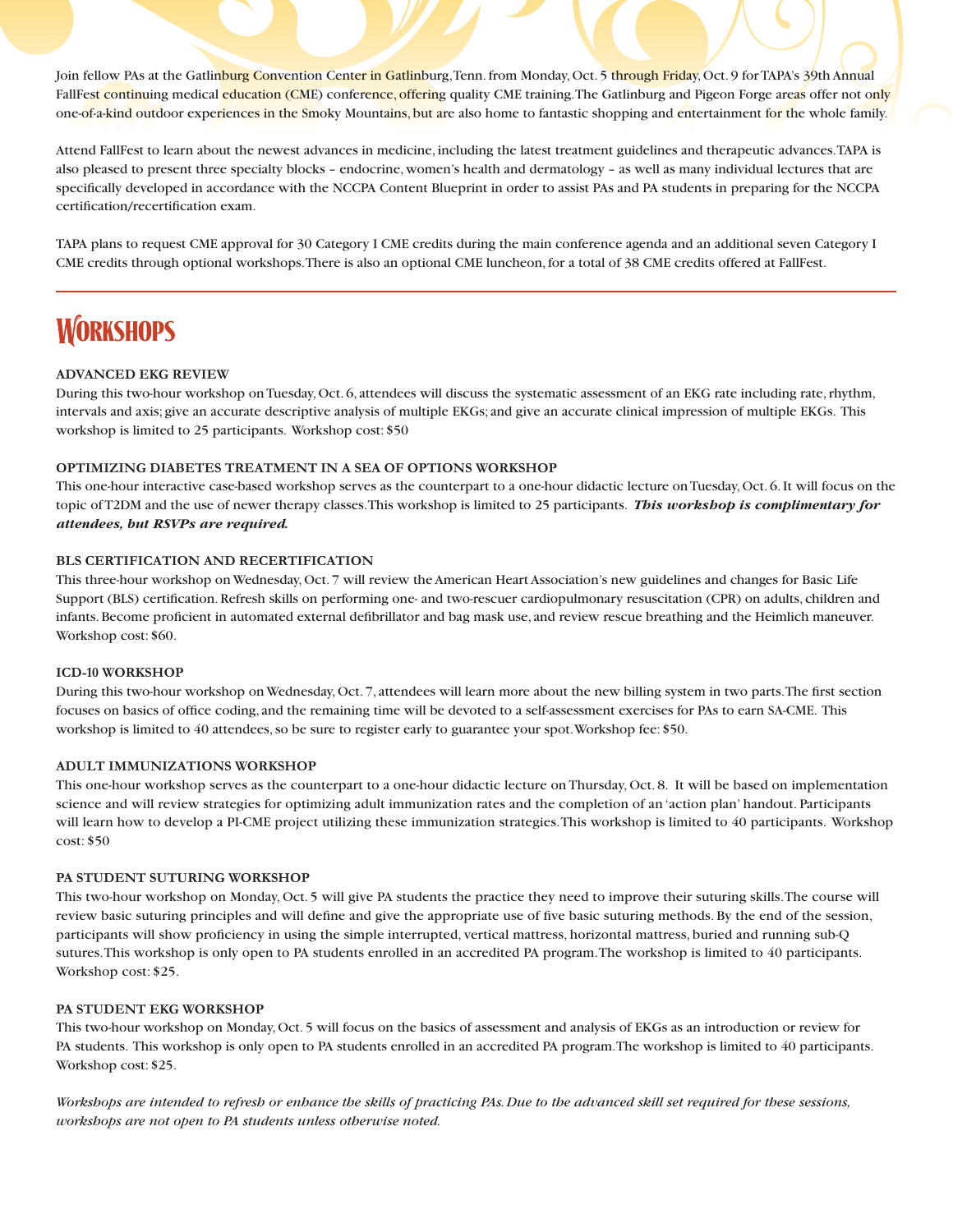Join fellow PAs at the Gatlinburg Convention Center in Gatlinburg, Tenn. from Monday, Oct. 5 through Friday, Oct. 9 for TAPA's 39th Annual FallFest continuing medical education (CME) conference, offering quality CME training. The Gatlinburg and Pigeon Forge areas offer not only one-of-a-kind outdoor experiences in the Smoky Mountains, but are also home to fantastic shopping and entertainment for the whole family.

Attend FallFest to learn about the newest advances in medicine, including the latest treatment guidelines and therapeutic advances. TAPA is also pleased to present three specialty blocks – endocrine, women's health and dermatology – as well as many individual lectures that are specifically developed in accordance with the NCCPA Content Blueprint in order to assist PAs and PA students in preparing for the NCCPA certification/recertification exam.

TAPA plans to request CME approval for 30 Category I CME credits during the main conference agenda and an additional seven Category I CME credits through optional workshops. There is also an optional CME luncheon, for a total of 38 CME credits offered at FallFest.

# Workshops

### ADVANCED EKG REVIEW

During this two-hour workshop on Tuesday, Oct. 6, attendees will discuss the systematic assessment of an EKG rate including rate, rhythm, intervals and axis; give an accurate descriptive analysis of multiple EKGs; and give an accurate clinical impression of multiple EKGs. This workshop is limited to 25 participants. Workshop cost: $50

### OPTIMIZING DIABETES TREATMENT IN A SEA OF OPTIONS WORKSHOP

This one-hour interactive case-based workshop serves as the counterpart to a one-hour didactic lecture on Tuesday, Oct. 6. It will focus on the topic of T2DM and the use of newer therapy classes. This workshop is limited to 25 participants. ***This workshop is complimentary for attendees, but RSVPs are required.***

### BLS CERTIFICATION AND RECERTIFICATION

This three-hour workshop on Wednesday, Oct. 7 will review the American Heart Association's new guidelines and changes for Basic Life Support (BLS) certification. Refresh skills on performing one- and two-rescuer cardiopulmonary resuscitation (CPR) on adults, children and infants. Become proficient in automated external defibrillator and bag mask use, and review rescue breathing and the Heimlich maneuver. Workshop cost: $60.

### ICD-10 WORKSHOP

During this two-hour workshop on Wednesday, Oct. 7, attendees will learn more about the new billing system in two parts. The first section focuses on basics of office coding, and the remaining time will be devoted to a self-assessment exercises for PAs to earn SA-CME. This workshop is limited to 40 attendees, so be sure to register early to guarantee your spot. Workshop fee: $50.

### ADULT IMMUNIZATIONS WORKSHOP

This one-hour workshop serves as the counterpart to a one-hour didactic lecture on Thursday, Oct. 8. It will be based on implementation science and will review strategies for optimizing adult immunization rates and the completion of an 'action plan' handout. Participants will learn how to develop a PI-CME project utilizing these immunization strategies. This workshop is limited to 40 participants. Workshop cost: $50

### PA STUDENT SUTURING WORKSHOP

This two-hour workshop on Monday, Oct. 5 will give PA students the practice they need to improve their suturing skills. The course will review basic suturing principles and will define and give the appropriate use of five basic suturing methods. By the end of the session, participants will show proficiency in using the simple interrupted, vertical mattress, horizontal mattress, buried and running sub-Q sutures. This workshop is only open to PA students enrolled in an accredited PA program. The workshop is limited to 40 participants. Workshop cost: $25.

### PA STUDENT EKG WORKSHOP

This two-hour workshop on Monday, Oct. 5 will focus on the basics of assessment and analysis of EKGs as an introduction or review for PA students. This workshop is only open to PA students enrolled in an accredited PA program. The workshop is limited to 40 participants. Workshop cost: $25.

*Workshops are intended to refresh or enhance the skills of practicing PAs. Due to the advanced skill set required for these sessions, workshops are not open to PA students unless otherwise noted.*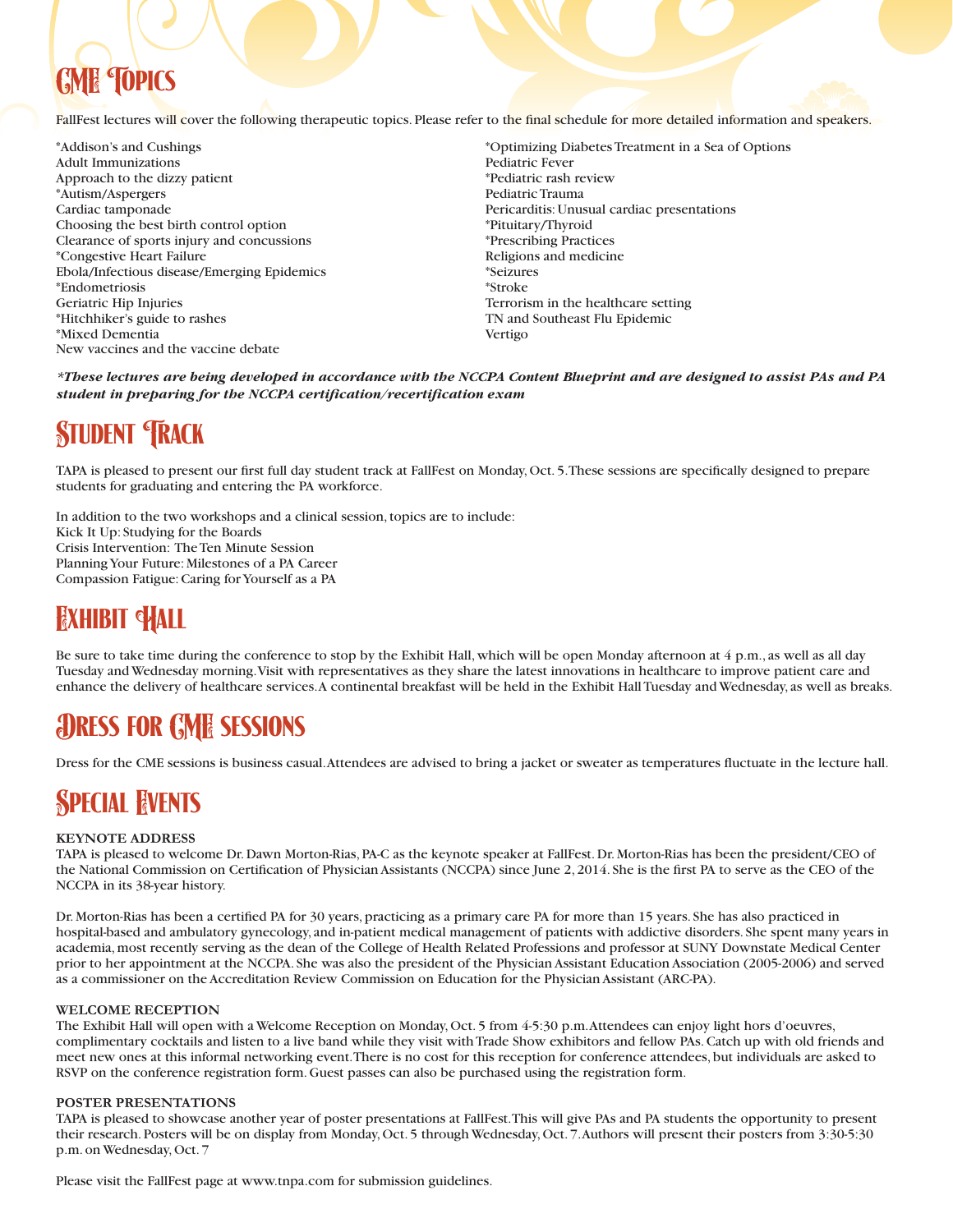# CME Topics

FallFest lectures will cover the following therapeutic topics. Please refer to the final schedule for more detailed information and speakers.

*Addison's and Cushings
Adult Immunizations
Approach to the dizzy patient
*Autism/Aspergers
Cardiac tamponade
Choosing the best birth control option
Clearance of sports injury and concussions
*Congestive Heart Failure
Ebola/Infectious disease/Emerging Epidemics
*Endometriosis
Geriatric Hip Injuries
*Hitchhiker's guide to rashes
*Mixed Dementia
New vaccines and the vaccine debate
*Optimizing Diabetes Treatment in a Sea of Options
Pediatric Fever
*Pediatric rash review
Pediatric Trauma
Pericarditis: Unusual cardiac presentations
*Pituitary/Thyroid
*Prescribing Practices
Religions and medicine
*Seizures
*Stroke
Terrorism in the healthcare setting
TN and Southeast Flu Epidemic
Vertigo

***These lectures are being developed in accordance with the NCCPA Content Blueprint and are designed to assist PAs and PA student in preparing for the NCCPA certification/recertification exam***

# Student Track

TAPA is pleased to present our first full day student track at FallFest on Monday, Oct. 5. These sessions are specifically designed to prepare students for graduating and entering the PA workforce.

In addition to the two workshops and a clinical session, topics are to include:
Kick It Up: Studying for the Boards
Crisis Intervention: The Ten Minute Session
Planning Your Future: Milestones of a PA Career
Compassion Fatigue: Caring for Yourself as a PA

# Exhibit Hall

Be sure to take time during the conference to stop by the Exhibit Hall, which will be open Monday afternoon at 4 p.m., as well as all day Tuesday and Wednesday morning. Visit with representatives as they share the latest innovations in healthcare to improve patient care and enhance the delivery of healthcare services. A continental breakfast will be held in the Exhibit Hall Tuesday and Wednesday, as well as breaks.

# Dress for CME sessions

Dress for the CME sessions is business casual. Attendees are advised to bring a jacket or sweater as temperatures fluctuate in the lecture hall.

# Special Events

### KEYNOTE ADDRESS

TAPA is pleased to welcome Dr. Dawn Morton-Rias, PA-C as the keynote speaker at FallFest. Dr. Morton-Rias has been the president/CEO of the National Commission on Certification of Physician Assistants (NCCPA) since June 2, 2014. She is the first PA to serve as the CEO of the NCCPA in its 38-year history.

Dr. Morton-Rias has been a certified PA for 30 years, practicing as a primary care PA for more than 15 years. She has also practiced in hospital-based and ambulatory gynecology, and in-patient medical management of patients with addictive disorders. She spent many years in academia, most recently serving as the dean of the College of Health Related Professions and professor at SUNY Downstate Medical Center prior to her appointment at the NCCPA. She was also the president of the Physician Assistant Education Association (2005-2006) and served as a commissioner on the Accreditation Review Commission on Education for the Physician Assistant (ARC-PA).

### WELCOME RECEPTION

The Exhibit Hall will open with a Welcome Reception on Monday, Oct. 5 from 4-5:30 p.m. Attendees can enjoy light hors d'oeuvres, complimentary cocktails and listen to a live band while they visit with Trade Show exhibitors and fellow PAs. Catch up with old friends and meet new ones at this informal networking event. There is no cost for this reception for conference attendees, but individuals are asked to RSVP on the conference registration form. Guest passes can also be purchased using the registration form.

### POSTER PRESENTATIONS

TAPA is pleased to showcase another year of poster presentations at FallFest. This will give PAs and PA students the opportunity to present their research. Posters will be on display from Monday, Oct. 5 through Wednesday, Oct. 7. Authors will present their posters from 3:30-5:30 p.m. on Wednesday, Oct. 7

Please visit the FallFest page at www.tnpa.com for submission guidelines.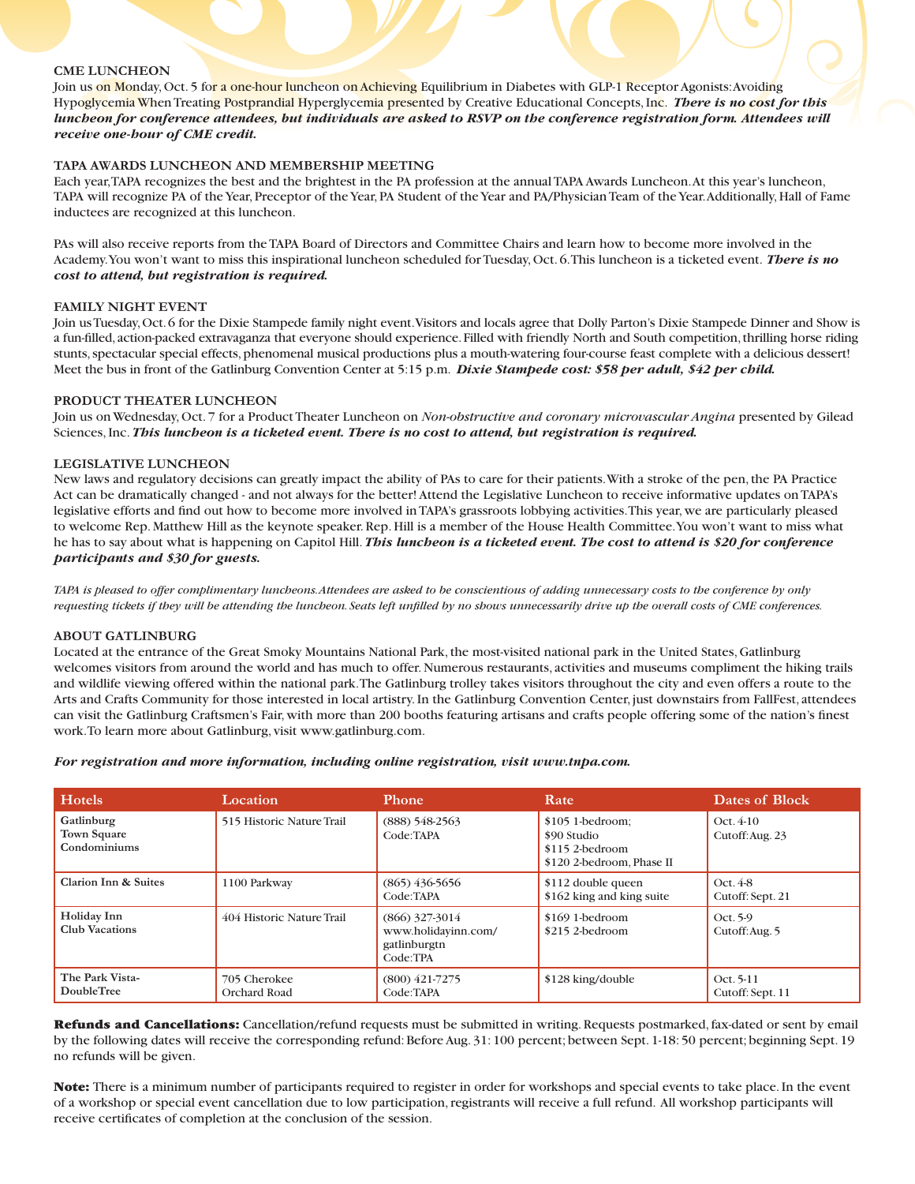### CME LUNCHEON

Join us on Monday, Oct. 5 for a one-hour luncheon on Achieving Equilibrium in Diabetes with GLP-1 Receptor Agonists: Avoiding Hypoglycemia When Treating Postprandial Hyperglycemia presented by Creative Educational Concepts, Inc. ***There is no cost for this luncheon for conference attendees, but individuals are asked to RSVP on the conference registration form. Attendees will receive one-hour of CME credit.***

### TAPA AWARDS LUNCHEON AND MEMBERSHIP MEETING

Each year, TAPA recognizes the best and the brightest in the PA profession at the annual TAPA Awards Luncheon. At this year's luncheon, TAPA will recognize PA of the Year, Preceptor of the Year, PA Student of the Year and PA/Physician Team of the Year. Additionally, Hall of Fame inductees are recognized at this luncheon.

PAs will also receive reports from the TAPA Board of Directors and Committee Chairs and learn how to become more involved in the Academy. You won't want to miss this inspirational luncheon scheduled for Tuesday, Oct. 6. This luncheon is a ticketed event. ***There is no cost to attend, but registration is required.***

### FAMILY NIGHT EVENT

Join us Tuesday, Oct. 6 for the Dixie Stampede family night event. Visitors and locals agree that Dolly Parton's Dixie Stampede Dinner and Show is a fun-filled, action-packed extravaganza that everyone should experience. Filled with friendly North and South competition, thrilling horse riding stunts, spectacular special effects, phenomenal musical productions plus a mouth-watering four-course feast complete with a delicious dessert! Meet the bus in front of the Gatlinburg Convention Center at 5:15 p.m. ***Dixie Stampede cost: $58 per adult, $42 per child.***

### PRODUCT THEATER LUNCHEON

Join us on Wednesday, Oct. 7 for a Product Theater Luncheon on *Non-obstructive and coronary microvascular Angina* presented by Gilead Sciences, Inc. ***This luncheon is a ticketed event. There is no cost to attend, but registration is required.***

### LEGISLATIVE LUNCHEON

New laws and regulatory decisions can greatly impact the ability of PAs to care for their patients. With a stroke of the pen, the PA Practice Act can be dramatically changed - and not always for the better! Attend the Legislative Luncheon to receive informative updates on TAPA's legislative efforts and find out how to become more involved in TAPA's grassroots lobbying activities. This year, we are particularly pleased to welcome Rep. Matthew Hill as the keynote speaker. Rep. Hill is a member of the House Health Committee. You won't want to miss what he has to say about what is happening on Capitol Hill. ***This luncheon is a ticketed event. The cost to attend is $20 for conference participants and $30 for guests.***

*TAPA is pleased to offer complimentary luncheons. Attendees are asked to be conscientious of adding unnecessary costs to the conference by only requesting tickets if they will be attending the luncheon. Seats left unfilled by no shows unnecessarily drive up the overall costs of CME conferences.*

### ABOUT GATLINBURG

Located at the entrance of the Great Smoky Mountains National Park, the most-visited national park in the United States, Gatlinburg welcomes visitors from around the world and has much to offer. Numerous restaurants, activities and museums compliment the hiking trails and wildlife viewing offered within the national park. The Gatlinburg trolley takes visitors throughout the city and even offers a route to the Arts and Crafts Community for those interested in local artistry. In the Gatlinburg Convention Center, just downstairs from FallFest, attendees can visit the Gatlinburg Craftsmen's Fair, with more than 200 booths featuring artisans and crafts people offering some of the nation's finest work. To learn more about Gatlinburg, visit www.gatlinburg.com.

***For registration and more information, including online registration, visit www.tnpa.com.***

| Hotels | Location | Phone | Rate | Dates of Block |
|---|---|---|---|---|
| **Gatlinburg Town Square Condominiums** | 515 Historic Nature Trail | (888) 548-2563 Code: TAPA | $105 1-bedroom; $90 Studio $115 2-bedroom $120 2-bedroom, Phase II | Oct. 4-10 Cutoff: Aug. 23 |
| **Clarion Inn & Suites** | 1100 Parkway | (865) 436-5656 Code: TAPA | $112 double queen $162 king and king suite | Oct. 4-8 Cutoff: Sept. 21 |
| **Holiday Inn Club Vacations** | 404 Historic Nature Trail | (866) 327-3014 www.holidayinn.com/gatlinburgtn Code: TPA | $169 1-bedroom $215 2-bedroom | Oct. 5-9 Cutoff: Aug. 5 |
| **The Park Vista-DoubleTree** | 705 Cherokee Orchard Road | (800) 421-7275 Code: TAPA | $128 king/double | Oct. 5-11 Cutoff: Sept. 11 |

**Refunds and Cancellations:** Cancellation/refund requests must be submitted in writing. Requests postmarked, fax-dated or sent by email by the following dates will receive the corresponding refund: Before Aug. 31: 100 percent; between Sept. 1-18: 50 percent; beginning Sept. 19 no refunds will be given.

**Note:** There is a minimum number of participants required to register in order for workshops and special events to take place. In the event of a workshop or special event cancellation due to low participation, registrants will receive a full refund. All workshop participants will receive certificates of completion at the conclusion of the session.